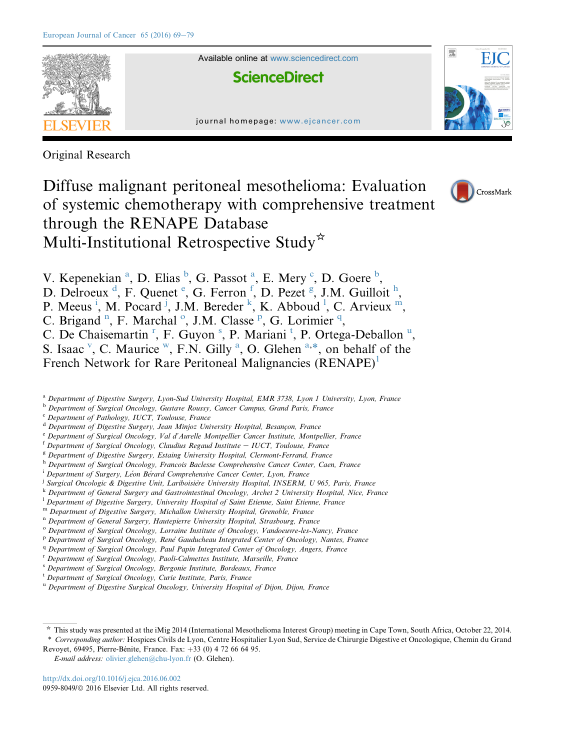Original Research

# Diffuse malignant peritoneal mesothelioma: Evaluation of systemic chemotherapy with comprehensive treatment through the RENAPE Database Multi-Institutional Retrospective Study[☆]

V. Kepenekian [a], D. Elias [b], G. Passot [a], E. Mery [c], D. Goere [b], D. Delroeux [d], F. Quenet [e], G. Ferron [f], D. Pezet [g], J.M. Guilloit [h], P. Meeus [i], M. Pocard [j], J.M. Bereder [k], K. Abboud [l], C. Arvieux [m], C. Brigand [n], F. Marchal [o], J.M. Classe [p], G. Lorimier [q], C. De Chaisemartin [r], F. Guyon [s], P. Mariani [t], P. Ortega-Deballon [u], S. Isaac [v], C. Maurice [w], F.N. Gilly [a], O. Glehen [a,*], on behalf of the French Network for Rare Peritoneal Malignancies (RENAPE)[1]

[a] Department of Digestive Surgery, Lyon-Sud University Hospital, EMR 3738, Lyon 1 University, Lyon, France
[b] Department of Surgical Oncology, Gustave Roussy, Cancer Campus, Grand Paris, France
[c] Department of Pathology, IUCT, Toulouse, France
[d] Department of Digestive Surgery, Jean Minjoz University Hospital, Besançon, France
[e] Department of Surgical Oncology, Val d'Aurelle Montpellier Cancer Institute, Montpellier, France
[f] Department of Surgical Oncology, Claudius Regaud Institute − IUCT, Toulouse, France
[g] Department of Digestive Surgery, Estaing University Hospital, Clermont-Ferrand, France
[h] Department of Surgical Oncology, Francois Baclesse Comprehensive Cancer Center, Caen, France
[i] Department of Surgery, Léon Bérard Comprehensive Cancer Center, Lyon, France
[j] Surgical Oncologic & Digestive Unit, Lariboisière University Hospital, INSERM, U 965, Paris, France
[k] Department of General Surgery and Gastrointestinal Oncology, Archet 2 University Hospital, Nice, France
[l] Department of Digestive Surgery, University Hospital of Saint Etienne, Saint Etienne, France
[m] Department of Digestive Surgery, Michallon University Hospital, Grenoble, France
[n] Department of General Surgery, Hautepierre University Hospital, Strasbourg, France
[o] Department of Surgical Oncology, Lorraine Institute of Oncology, Vandoeuvre-les-Nancy, France
[p] Department of Surgical Oncology, René Gauducheau Integrated Center of Oncology, Nantes, France
[q] Department of Surgical Oncology, Paul Papin Integrated Center of Oncology, Angers, France
[r] Department of Surgical Oncology, Paoli-Calmettes Institute, Marseille, France
[s] Department of Surgical Oncology, Bergonie Institute, Bordeaux, France
[t] Department of Surgical Oncology, Curie Institute, Paris, France
[u] Department of Digestive Surgical Oncology, University Hospital of Dijon, Dijon, France

☆ This study was presented at the iMig 2014 (International Mesothelioma Interest Group) meeting in Cape Town, South Africa, October 22, 2014.

\* *Corresponding author:* Hospices Civils de Lyon, Centre Hospitalier Lyon Sud, Service de Chirurgie Digestive et Oncologique, Chemin du Grand Revoyet, 69495, Pierre-Bénite, France. Fax: +33 (0) 4 72 66 64 95.

*E-mail address:* olivier.glehen@chu-lyon.fr (O. Glehen).

http://dx.doi.org/10.1016/j.ejca.2016.06.002

0959-8049/© 2016 Elsevier Ltd. All rights reserved.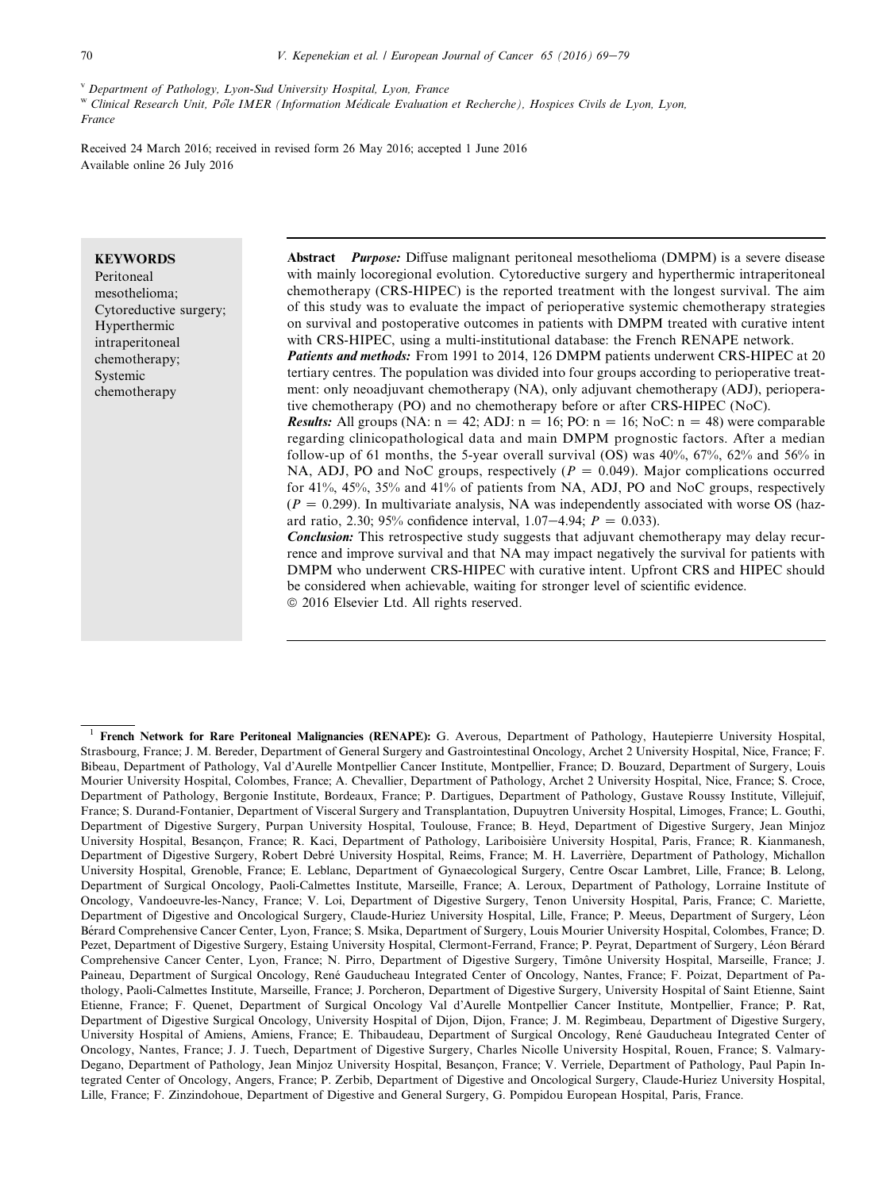[v] Department of Pathology, Lyon-Sud University Hospital, Lyon, France

[w] Clinical Research Unit, Pôle IMER (Information Médicale Evaluation et Recherche), Hospices Civils de Lyon, Lyon, France

Received 24 March 2016; received in revised form 26 May 2016; accepted 1 June 2016
Available online 26 July 2016

**KEYWORDS**
Peritoneal mesothelioma;
Cytoreductive surgery;
Hyperthermic intraperitoneal chemotherapy;
Systemic chemotherapy

**Abstract** ***Purpose:*** Diffuse malignant peritoneal mesothelioma (DMPM) is a severe disease with mainly locoregional evolution. Cytoreductive surgery and hyperthermic intraperitoneal chemotherapy (CRS-HIPEC) is the reported treatment with the longest survival. The aim of this study was to evaluate the impact of perioperative systemic chemotherapy strategies on survival and postoperative outcomes in patients with DMPM treated with curative intent with CRS-HIPEC, using a multi-institutional database: the French RENAPE network.

***Patients and methods:*** From 1991 to 2014, 126 DMPM patients underwent CRS-HIPEC at 20 tertiary centres. The population was divided into four groups according to perioperative treatment: only neoadjuvant chemotherapy (NA), only adjuvant chemotherapy (ADJ), perioperative chemotherapy (PO) and no chemotherapy before or after CRS-HIPEC (NoC).

***Results:*** All groups (NA: $n = 42$; ADJ: $n = 16$; PO: $n = 16$; NoC: $n = 48$) were comparable regarding clinicopathological data and main DMPM prognostic factors. After a median follow-up of 61 months, the 5-year overall survival (OS) was 40%, 67%, 62% and 56% in NA, ADJ, PO and NoC groups, respectively ($P = 0.049$). Major complications occurred for 41%, 45%, 35% and 41% of patients from NA, ADJ, PO and NoC groups, respectively ($P = 0.299$). In multivariate analysis, NA was independently associated with worse OS (hazard ratio, 2.30; 95% confidence interval, 1.07–4.94; $P = 0.033$).

***Conclusion:*** This retrospective study suggests that adjuvant chemotherapy may delay recurrence and improve survival and that NA may impact negatively the survival for patients with DMPM who underwent CRS-HIPEC with curative intent. Upfront CRS and HIPEC should be considered when achievable, waiting for stronger level of scientific evidence.

© 2016 Elsevier Ltd. All rights reserved.

[1] **French Network for Rare Peritoneal Malignancies (RENAPE):** G. Averous, Department of Pathology, Hautepierre University Hospital, Strasbourg, France; J. M. Bereder, Department of General Surgery and Gastrointestinal Oncology, Archet 2 University Hospital, Nice, France; F. Bibeau, Department of Pathology, Val d'Aurelle Montpellier Cancer Institute, Montpellier, France; D. Bouzard, Department of Surgery, Louis Mourier University Hospital, Colombes, France; A. Chevallier, Department of Pathology, Archet 2 University Hospital, Nice, France; S. Croce, Department of Pathology, Bergonie Institute, Bordeaux, France; P. Dartigues, Department of Pathology, Gustave Roussy Institute, Villejuif, France; S. Durand-Fontanier, Department of Visceral Surgery and Transplantation, Dupuytren University Hospital, Limoges, France; L. Gouthi, Department of Digestive Surgery, Purpan University Hospital, Toulouse, France; B. Heyd, Department of Digestive Surgery, Jean Minjoz University Hospital, Besançon, France; R. Kaci, Department of Pathology, Lariboisière University Hospital, Paris, France; R. Kianmanesh, Department of Digestive Surgery, Robert Debré University Hospital, Reims, France; M. H. Laverrière, Department of Pathology, Michallon University Hospital, Grenoble, France; E. Leblanc, Department of Gynaecological Surgery, Centre Oscar Lambret, Lille, France; B. Lelong, Department of Surgical Oncology, Paoli-Calmettes Institute, Marseille, France; A. Leroux, Department of Pathology, Lorraine Institute of Oncology, Vandoeuvre-les-Nancy, France; V. Loi, Department of Digestive Surgery, Tenon University Hospital, Paris, France; C. Mariette, Department of Digestive and Oncological Surgery, Claude-Huriez University Hospital, Lille, France; P. Meeus, Department of Surgery, Léon Bérard Comprehensive Cancer Center, Lyon, France; S. Msika, Department of Surgery, Louis Mourier University Hospital, Colombes, France; D. Pezet, Department of Digestive Surgery, Estaing University Hospital, Clermont-Ferrand, France; P. Peyrat, Department of Surgery, Léon Bérard Comprehensive Cancer Center, Lyon, France; N. Pirro, Department of Digestive Surgery, Timône University Hospital, Marseille, France; J. Paineau, Department of Surgical Oncology, René Gauducheau Integrated Center of Oncology, Nantes, France; F. Poizat, Department of Pathology, Paoli-Calmettes Institute, Marseille, France; J. Porcheron, Department of Digestive Surgery, University Hospital of Saint Etienne, Saint Etienne, France; F. Quenet, Department of Surgical Oncology Val d'Aurelle Montpellier Cancer Institute, Montpellier, France; P. Rat, Department of Digestive Surgical Oncology, University Hospital of Dijon, Dijon, France; J. M. Regimbeau, Department of Digestive Surgery, University Hospital of Amiens, Amiens, France; E. Thibaudeau, Department of Surgical Oncology, René Gauducheau Integrated Center of Oncology, Nantes, France; J. J. Tuech, Department of Digestive Surgery, Charles Nicolle University Hospital, Rouen, France; S. Valmary-Degano, Department of Pathology, Jean Minjoz University Hospital, Besançon, France; V. Verriele, Department of Pathology, Paul Papin Integrated Center of Oncology, Angers, France; P. Zerbib, Department of Digestive and Oncological Surgery, Claude-Huriez University Hospital, Lille, France; F. Zinzindohoue, Department of Digestive and General Surgery, G. Pompidou European Hospital, Paris, France.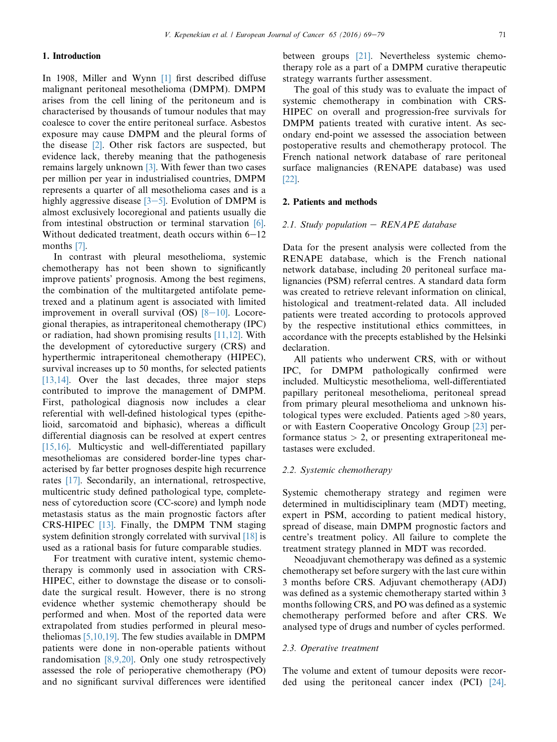## 1. Introduction

In 1908, Miller and Wynn [1] first described diffuse malignant peritoneal mesothelioma (DMPM). DMPM arises from the cell lining of the peritoneum and is characterised by thousands of tumour nodules that may coalesce to cover the entire peritoneal surface. Asbestos exposure may cause DMPM and the pleural forms of the disease [2]. Other risk factors are suspected, but evidence lack, thereby meaning that the pathogenesis remains largely unknown [3]. With fewer than two cases per million per year in industrialised countries, DMPM represents a quarter of all mesothelioma cases and is a highly aggressive disease [3–5]. Evolution of DMPM is almost exclusively locoregional and patients usually die from intestinal obstruction or terminal starvation [6]. Without dedicated treatment, death occurs within 6–12 months [7].

In contrast with pleural mesothelioma, systemic chemotherapy has not been shown to significantly improve patients' prognosis. Among the best regimens, the combination of the multitargeted antifolate pemetrexed and a platinum agent is associated with limited improvement in overall survival (OS) [8–10]. Locoregional therapies, as intraperitoneal chemotherapy (IPC) or radiation, had shown promising results [11,12]. With the development of cytoreductive surgery (CRS) and hyperthermic intraperitoneal chemotherapy (HIPEC), survival increases up to 50 months, for selected patients [13,14]. Over the last decades, three major steps contributed to improve the management of DMPM. First, pathological diagnosis now includes a clear referential with well-defined histological types (epithelioid, sarcomatoid and biphasic), whereas a difficult differential diagnosis can be resolved at expert centres [15,16]. Multicystic and well-differentiated papillary mesotheliomas are considered border-line types characterised by far better prognoses despite high recurrence rates [17]. Secondarily, an international, retrospective, multicentric study defined pathological type, completeness of cytoreduction score (CC-score) and lymph node metastasis status as the main prognostic factors after CRS-HIPEC [13]. Finally, the DMPM TNM staging system definition strongly correlated with survival [18] is used as a rational basis for future comparable studies.

For treatment with curative intent, systemic chemotherapy is commonly used in association with CRS-HIPEC, either to downstage the disease or to consolidate the surgical result. However, there is no strong evidence whether systemic chemotherapy should be performed and when. Most of the reported data were extrapolated from studies performed in pleural mesotheliomas [5,10,19]. The few studies available in DMPM patients were done in non-operable patients without randomisation [8,9,20]. Only one study retrospectively assessed the role of perioperative chemotherapy (PO) and no significant survival differences were identified between groups [21]. Nevertheless systemic chemotherapy role as a part of a DMPM curative therapeutic strategy warrants further assessment.

The goal of this study was to evaluate the impact of systemic chemotherapy in combination with CRS-HIPEC on overall and progression-free survivals for DMPM patients treated with curative intent. As secondary end-point we assessed the association between postoperative results and chemotherapy protocol. The French national network database of rare peritoneal surface malignancies (RENAPE database) was used [22].

## 2. Patients and methods

### 2.1. Study population – RENAPE database

Data for the present analysis were collected from the RENAPE database, which is the French national network database, including 20 peritoneal surface malignancies (PSM) referral centres. A standard data form was created to retrieve relevant information on clinical, histological and treatment-related data. All included patients were treated according to protocols approved by the respective institutional ethics committees, in accordance with the precepts established by the Helsinki declaration.

All patients who underwent CRS, with or without IPC, for DMPM pathologically confirmed were included. Multicystic mesothelioma, well-differentiated papillary peritoneal mesothelioma, peritoneal spread from primary pleural mesothelioma and unknown histological types were excluded. Patients aged >80 years, or with Eastern Cooperative Oncology Group [23] performance status > 2, or presenting extraperitoneal metastases were excluded.

### 2.2. Systemic chemotherapy

Systemic chemotherapy strategy and regimen were determined in multidisciplinary team (MDT) meeting, expert in PSM, according to patient medical history, spread of disease, main DMPM prognostic factors and centre's treatment policy. All failure to complete the treatment strategy planned in MDT was recorded.

Neoadjuvant chemotherapy was defined as a systemic chemotherapy set before surgery with the last cure within 3 months before CRS. Adjuvant chemotherapy (ADJ) was defined as a systemic chemotherapy started within 3 months following CRS, and PO was defined as a systemic chemotherapy performed before and after CRS. We analysed type of drugs and number of cycles performed.

### 2.3. Operative treatment

The volume and extent of tumour deposits were recorded using the peritoneal cancer index (PCI) [24].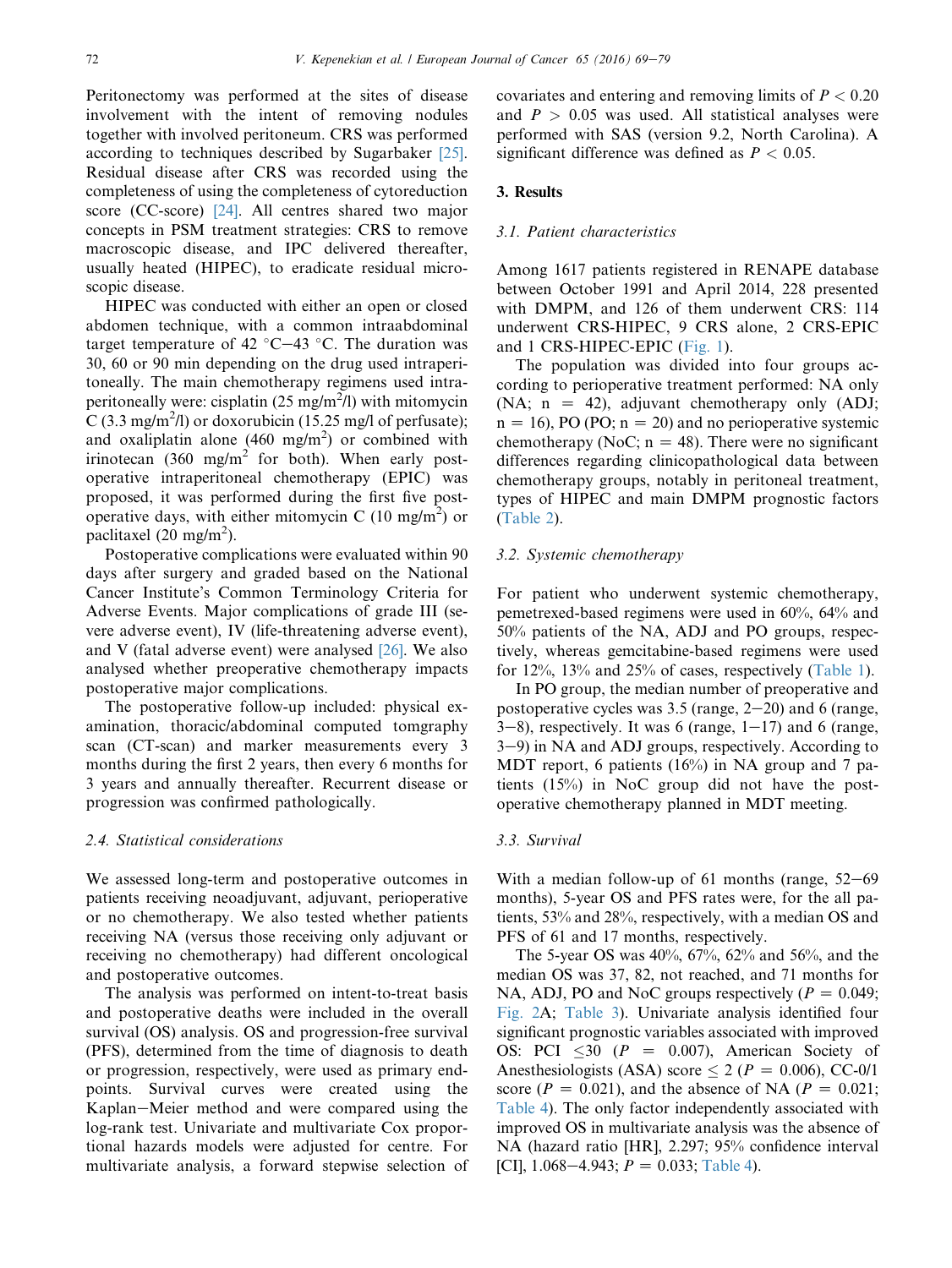Peritonectomy was performed at the sites of disease involvement with the intent of removing nodules together with involved peritoneum. CRS was performed according to techniques described by Sugarbaker [25]. Residual disease after CRS was recorded using the completeness of using the completeness of cytoreduction score (CC-score) [24]. All centres shared two major concepts in PSM treatment strategies: CRS to remove macroscopic disease, and IPC delivered thereafter, usually heated (HIPEC), to eradicate residual microscopic disease.

HIPEC was conducted with either an open or closed abdomen technique, with a common intraabdominal target temperature of 42 °C–43 °C. The duration was 30, 60 or 90 min depending on the drug used intraperitoneally. The main chemotherapy regimens used intraperitoneally were: cisplatin (25 mg/m$^2$/l) with mitomycin C (3.3 mg/m$^2$/l) or doxorubicin (15.25 mg/l of perfusate); and oxaliplatin alone (460 mg/m$^2$) or combined with irinotecan (360 mg/m$^2$ for both). When early postoperative intraperitoneal chemotherapy (EPIC) was proposed, it was performed during the first five postoperative days, with either mitomycin C (10 mg/m$^2$) or paclitaxel (20 mg/m$^2$).

Postoperative complications were evaluated within 90 days after surgery and graded based on the National Cancer Institute's Common Terminology Criteria for Adverse Events. Major complications of grade III (severe adverse event), IV (life-threatening adverse event), and V (fatal adverse event) were analysed [26]. We also analysed whether preoperative chemotherapy impacts postoperative major complications.

The postoperative follow-up included: physical examination, thoracic/abdominal computed tomgraphy scan (CT-scan) and marker measurements every 3 months during the first 2 years, then every 6 months for 3 years and annually thereafter. Recurrent disease or progression was confirmed pathologically.

### 2.4. Statistical considerations

We assessed long-term and postoperative outcomes in patients receiving neoadjuvant, adjuvant, perioperative or no chemotherapy. We also tested whether patients receiving NA (versus those receiving only adjuvant or receiving no chemotherapy) had different oncological and postoperative outcomes.

The analysis was performed on intent-to-treat basis and postoperative deaths were included in the overall survival (OS) analysis. OS and progression-free survival (PFS), determined from the time of diagnosis to death or progression, respectively, were used as primary endpoints. Survival curves were created using the Kaplan–Meier method and were compared using the log-rank test. Univariate and multivariate Cox proportional hazards models were adjusted for centre. For multivariate analysis, a forward stepwise selection of covariates and entering and removing limits of $P < 0.20$ and $P > 0.05$ was used. All statistical analyses were performed with SAS (version 9.2, North Carolina). A significant difference was defined as $P < 0.05$.

## 3. Results

### 3.1. Patient characteristics

Among 1617 patients registered in RENAPE database between October 1991 and April 2014, 228 presented with DMPM, and 126 of them underwent CRS: 114 underwent CRS-HIPEC, 9 CRS alone, 2 CRS-EPIC and 1 CRS-HIPEC-EPIC (Fig. 1).

The population was divided into four groups according to perioperative treatment performed: NA only (NA; n = 42), adjuvant chemotherapy only (ADJ; n = 16), PO (PO; n = 20) and no perioperative systemic chemotherapy (NoC; n = 48). There were no significant differences regarding clinicopathological data between chemotherapy groups, notably in peritoneal treatment, types of HIPEC and main DMPM prognostic factors (Table 2).

### 3.2. Systemic chemotherapy

For patient who underwent systemic chemotherapy, pemetrexed-based regimens were used in 60%, 64% and 50% patients of the NA, ADJ and PO groups, respectively, whereas gemcitabine-based regimens were used for 12%, 13% and 25% of cases, respectively (Table 1).

In PO group, the median number of preoperative and postoperative cycles was 3.5 (range, 2–20) and 6 (range, 3–8), respectively. It was 6 (range, 1–17) and 6 (range, 3–9) in NA and ADJ groups, respectively. According to MDT report, 6 patients (16%) in NA group and 7 patients (15%) in NoC group did not have the postoperative chemotherapy planned in MDT meeting.

### 3.3. Survival

With a median follow-up of 61 months (range, 52–69 months), 5-year OS and PFS rates were, for the all patients, 53% and 28%, respectively, with a median OS and PFS of 61 and 17 months, respectively.

The 5-year OS was 40%, 67%, 62% and 56%, and the median OS was 37, 82, not reached, and 71 months for NA, ADJ, PO and NoC groups respectively ($P = 0.049$; Fig. 2A; Table 3). Univariate analysis identified four significant prognostic variables associated with improved OS: PCI ≤30 ($P = 0.007$), American Society of Anesthesiologists (ASA) score ≤ 2 ($P = 0.006$), CC-0/1 score ($P = 0.021$), and the absence of NA ($P = 0.021$; Table 4). The only factor independently associated with improved OS in multivariate analysis was the absence of NA (hazard ratio [HR], 2.297; 95% confidence interval [CI], 1.068–4.943; $P = 0.033$; Table 4).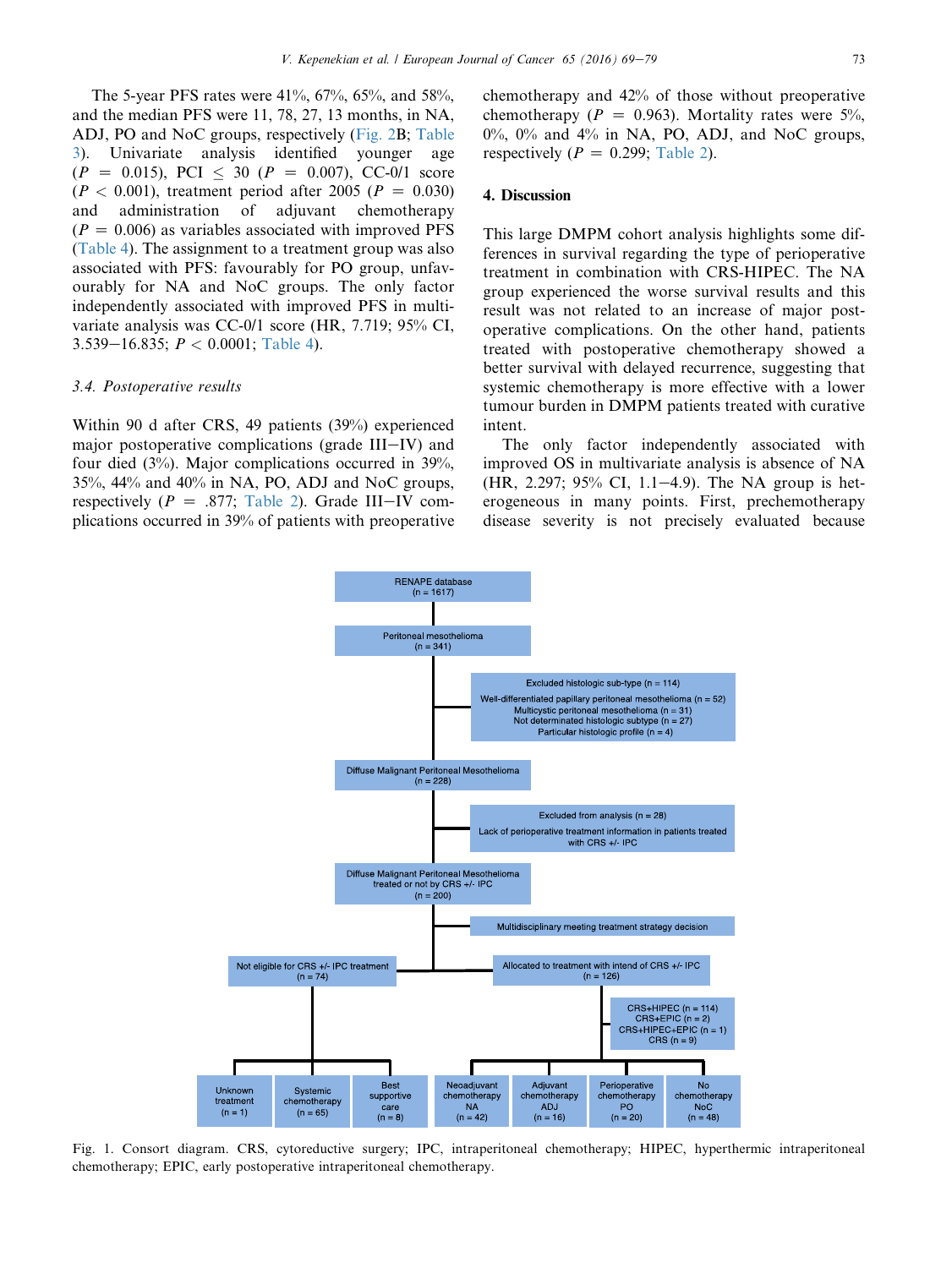The 5-year PFS rates were 41%, 67%, 65%, and 58%, and the median PFS were 11, 78, 27, 13 months, in NA, ADJ, PO and NoC groups, respectively (Fig. 2B; Table 3). Univariate analysis identified younger age ($P = 0.015$), PCI $\leq$ 30 ($P = 0.007$), CC-0/1 score ($P < 0.001$), treatment period after 2005 ($P = 0.030$) and administration of adjuvant chemotherapy ($P = 0.006$) as variables associated with improved PFS (Table 4). The assignment to a treatment group was also associated with PFS: favourably for PO group, unfavourably for NA and NoC groups. The only factor independently associated with improved PFS in multivariate analysis was CC-0/1 score (HR, 7.719; 95% CI, 3.539–16.835; $P < 0.0001$; Table 4).

### 3.4. Postoperative results

Within 90 d after CRS, 49 patients (39%) experienced major postoperative complications (grade III–IV) and four died (3%). Major complications occurred in 39%, 35%, 44% and 40% in NA, PO, ADJ and NoC groups, respectively ($P = .877$; Table 2). Grade III–IV complications occurred in 39% of patients with preoperative chemotherapy and 42% of those without preoperative chemotherapy ($P = 0.963$). Mortality rates were 5%, 0%, 0% and 4% in NA, PO, ADJ, and NoC groups, respectively ($P = 0.299$; Table 2).

## 4. Discussion

This large DMPM cohort analysis highlights some differences in survival regarding the type of perioperative treatment in combination with CRS-HIPEC. The NA group experienced the worse survival results and this result was not related to an increase of major postoperative complications. On the other hand, patients treated with postoperative chemotherapy showed a better survival with delayed recurrence, suggesting that systemic chemotherapy is more effective with a lower tumour burden in DMPM patients treated with curative intent.

The only factor independently associated with improved OS in multivariate analysis is absence of NA (HR, 2.297; 95% CI, 1.1–4.9). The NA group is heterogeneous in many points. First, prechemotherapy disease severity is not precisely evaluated because

RENAPE database (n = 1617)
→ Peritoneal mesothelioma (n = 341)
→ Excluded histologic sub-type (n = 114): Well-differentiated papillary peritoneal mesothelioma (n = 52); Multicystic peritoneal mesothelioma (n = 31); Not determinated histologic subtype (n = 27); Particular histologic profile (n = 4)
→ Diffuse Malignant Peritoneal Mesothelioma (n = 228)
→ Excluded from analysis (n = 28): Lack of perioperative treatment information in patients treated with CRS +/- IPC
→ Diffuse Malignant Peritoneal Mesothelioma treated or not by CRS +/- IPC (n = 200)
→ Multidisciplinary meeting treatment strategy decision
→ Not eligible for CRS +/- IPC treatment (n = 74): Unknown treatment (n = 1); Systemic chemotherapy (n = 65); Best supportive care (n = 8)
→ Allocated to treatment with intend of CRS +/- IPC (n = 126): CRS+HIPEC (n = 114); CRS+EPIC (n = 2); CRS+HIPEC+EPIC (n = 1); CRS (n = 9)
→ Neoadjuvant chemotherapy NA (n = 42); Adjuvant chemotherapy ADJ (n = 16); Perioperative chemotherapy PO (n = 20); No chemotherapy NoC (n = 48)

Fig. 1. Consort diagram. CRS, cytoreductive surgery; IPC, intraperitoneal chemotherapy; HIPEC, hyperthermic intraperitoneal chemotherapy; EPIC, early postoperative intraperitoneal chemotherapy.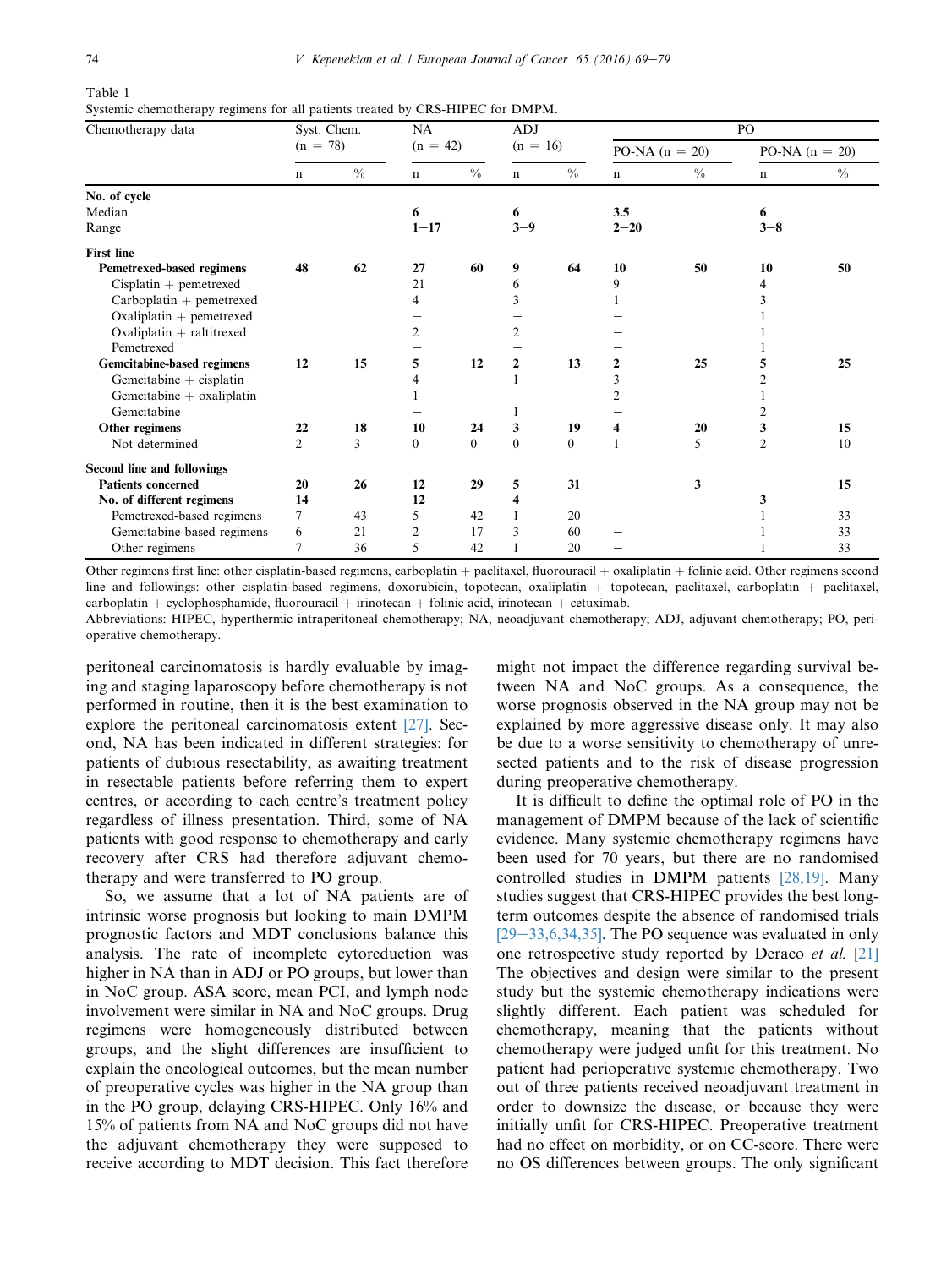Table 1
Systemic chemotherapy regimens for all patients treated by CRS-HIPEC for DMPM.

| Chemotherapy data | Syst. Chem. (n = 78) | | NA (n = 42) | | ADJ (n = 16) | | PO | | | |
|---|---|---|---|---|---|---|---|---|---|---|
| | | | | | | | PO-NA (n = 20) | | PO-NA (n = 20) | |
| | n | % | n | % | n | % | n | % | n | % |
| **No. of cycle** | | | | | | | | | | |
| Median | | | 6 | | 6 | | 3.5 | | 6 | |
| Range | | | 1–17 | | 3–9 | | 2–20 | | 3–8 | |
| **First line** | | | | | | | | | | |
| **Pemetrexed-based regimens** | **48** | **62** | **27** | **60** | **9** | **64** | **10** | **50** | **10** | **50** |
| Cisplatin + pemetrexed | | | 21 | | 6 | | 9 | | 4 | |
| Carboplatin + pemetrexed | | | 4 | | 3 | | 1 | | 3 | |
| Oxaliplatin + pemetrexed | | | – | | – | | – | | 1 | |
| Oxaliplatin + raltitrexed | | | 2 | | 2 | | – | | 1 | |
| Pemetrexed | | | – | | – | | – | | 1 | |
| **Gemcitabine-based regimens** | **12** | **15** | **5** | **12** | **2** | **13** | **2** | **25** | **5** | **25** |
| Gemcitabine + cisplatin | | | 4 | | 1 | | 3 | | 2 | |
| Gemcitabine + oxaliplatin | | | 1 | | – | | 2 | | 1 | |
| Gemcitabine | | | – | | 1 | | – | | 2 | |
| **Other regimens** | **22** | **18** | **10** | **24** | **3** | **19** | **4** | **20** | **3** | **15** |
| Not determined | 2 | 3 | 0 | 0 | 0 | 0 | 1 | 5 | 2 | 10 |
| **Second line and followings** | | | | | | | | | | |
| **Patients concerned** | **20** | **26** | **12** | **29** | **5** | **31** | | **3** | | **15** |
| **No. of different regimens** | **14** | | **12** | | **4** | | | | **3** | |
| Pemetrexed-based regimens | 7 | 43 | 5 | 42 | 1 | 20 | – | | 1 | 33 |
| Gemcitabine-based regimens | 6 | 21 | 2 | 17 | 3 | 60 | – | | 1 | 33 |
| Other regimens | 7 | 36 | 5 | 42 | 1 | 20 | – | | 1 | 33 |

Other regimens first line: other cisplatin-based regimens, carboplatin + paclitaxel, fluorouracil + oxaliplatin + folinic acid. Other regimens second line and followings: other cisplatin-based regimens, doxorubicin, topotecan, oxaliplatin + topotecan, paclitaxel, carboplatin + paclitaxel, carboplatin + cyclophosphamide, fluorouracil + irinotecan + folinic acid, irinotecan + cetuximab.
Abbreviations: HIPEC, hyperthermic intraperitoneal chemotherapy; NA, neoadjuvant chemotherapy; ADJ, adjuvant chemotherapy; PO, peri-operative chemotherapy.

peritoneal carcinomatosis is hardly evaluable by imaging and staging laparoscopy before chemotherapy is not performed in routine, then it is the best examination to explore the peritoneal carcinomatosis extent [27]. Second, NA has been indicated in different strategies: for patients of dubious resectability, as awaiting treatment in resectable patients before referring them to expert centres, or according to each centre's treatment policy regardless of illness presentation. Third, some of NA patients with good response to chemotherapy and early recovery after CRS had therefore adjuvant chemotherapy and were transferred to PO group.

So, we assume that a lot of NA patients are of intrinsic worse prognosis but looking to main DMPM prognostic factors and MDT conclusions balance this analysis. The rate of incomplete cytoreduction was higher in NA than in ADJ or PO groups, but lower than in NoC group. ASA score, mean PCI, and lymph node involvement were similar in NA and NoC groups. Drug regimens were homogeneously distributed between groups, and the slight differences are insufficient to explain the oncological outcomes, but the mean number of preoperative cycles was higher in the NA group than in the PO group, delaying CRS-HIPEC. Only 16% and 15% of patients from NA and NoC groups did not have the adjuvant chemotherapy they were supposed to receive according to MDT decision. This fact therefore might not impact the difference regarding survival between NA and NoC groups. As a consequence, the worse prognosis observed in the NA group may not be explained by more aggressive disease only. It may also be due to a worse sensitivity to chemotherapy of unresected patients and to the risk of disease progression during preoperative chemotherapy.

It is difficult to define the optimal role of PO in the management of DMPM because of the lack of scientific evidence. Many systemic chemotherapy regimens have been used for 70 years, but there are no randomised controlled studies in DMPM patients [28,19]. Many studies suggest that CRS-HIPEC provides the best long-term outcomes despite the absence of randomised trials [29–33,6,34,35]. The PO sequence was evaluated in only one retrospective study reported by Deraco *et al.* [21] The objectives and design were similar to the present study but the systemic chemotherapy indications were slightly different. Each patient was scheduled for chemotherapy, meaning that the patients without chemotherapy were judged unfit for this treatment. No patient had perioperative systemic chemotherapy. Two out of three patients received neoadjuvant treatment in order to downsize the disease, or because they were initially unfit for CRS-HIPEC. Preoperative treatment had no effect on morbidity, or on CC-score. There were no OS differences between groups. The only significant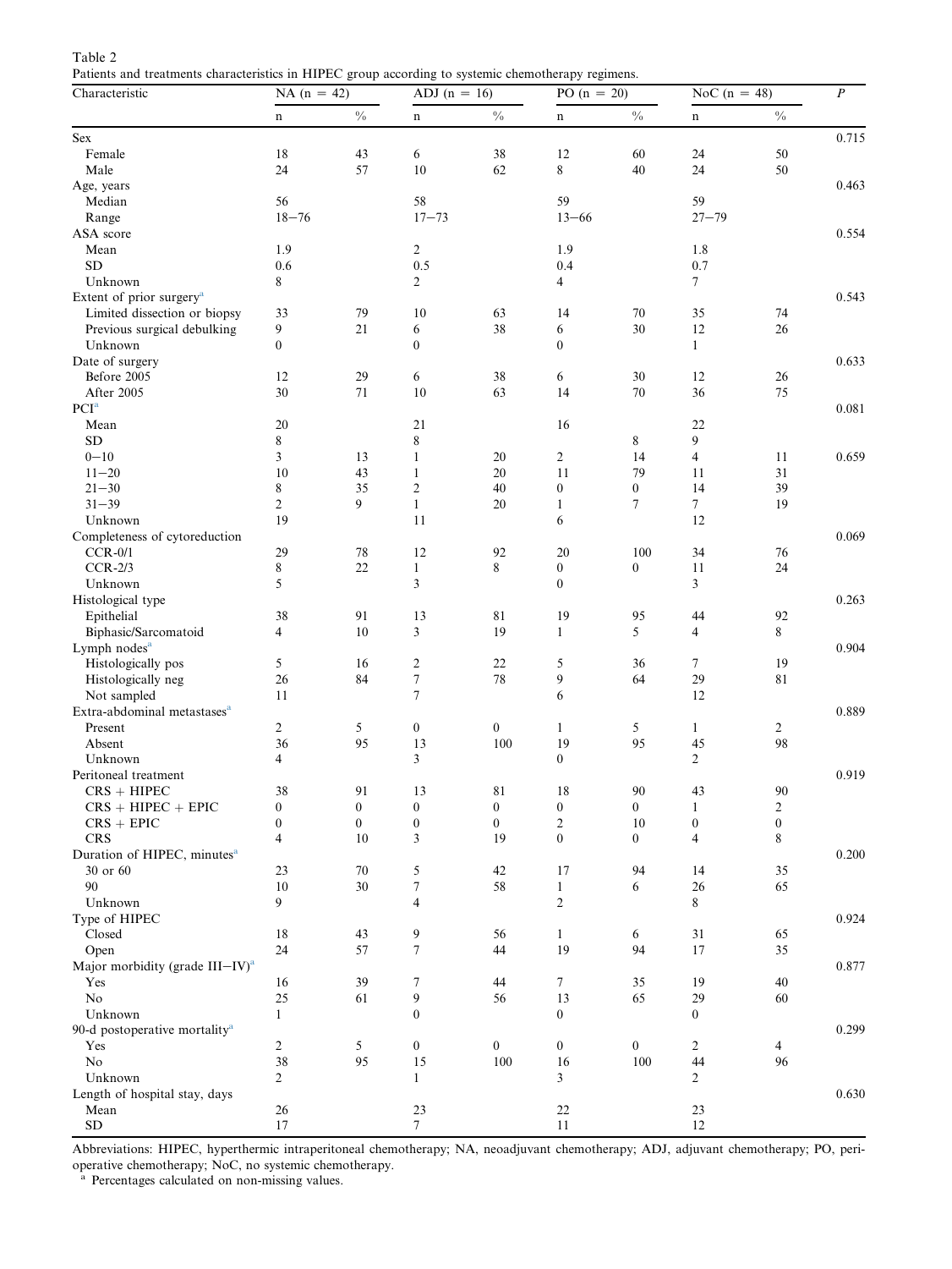Table 2
Patients and treatments characteristics in HIPEC group according to systemic chemotherapy regimens.

| Characteristic | NA (n = 42) | | ADJ (n = 16) | | PO (n = 20) | | NoC (n = 48) | | P |
|---|---|---|---|---|---|---|---|---|---|
| | n | % | n | % | n | % | n | % | |
| Sex | | | | | | | | | 0.715 |
| Female | 18 | 43 | 6 | 38 | 12 | 60 | 24 | 50 | |
| Male | 24 | 57 | 10 | 62 | 8 | 40 | 24 | 50 | |
| Age, years | | | | | | | | | 0.463 |
| Median | 56 | | 58 | | 59 | | 59 | | |
| Range | 18−76 | | 17−73 | | 13−66 | | 27−79 | | |
| ASA score | | | | | | | | | 0.554 |
| Mean | 1.9 | | 2 | | 1.9 | | 1.8 | | |
| SD | 0.6 | | 0.5 | | 0.4 | | 0.7 | | |
| Unknown | 8 | | 2 | | 4 | | 7 | | |
| Extent of prior surgery[a] | | | | | | | | | 0.543 |
| Limited dissection or biopsy | 33 | 79 | 10 | 63 | 14 | 70 | 35 | 74 | |
| Previous surgical debulking | 9 | 21 | 6 | 38 | 6 | 30 | 12 | 26 | |
| Unknown | 0 | | 0 | | 0 | | 1 | | |
| Date of surgery | | | | | | | | | 0.633 |
| Before 2005 | 12 | 29 | 6 | 38 | 6 | 30 | 12 | 26 | |
| After 2005 | 30 | 71 | 10 | 63 | 14 | 70 | 36 | 75 | |
| PCI[a] | | | | | | | | | 0.081 |
| Mean | 20 | | 21 | | 16 | | 22 | | |
| SD | 8 | | 8 | | | 8 | 9 | | |
| 0−10 | 3 | 13 | 1 | 20 | 2 | 14 | 4 | 11 | 0.659 |
| 11−20 | 10 | 43 | 1 | 20 | 11 | 79 | 11 | 31 | |
| 21−30 | 8 | 35 | 2 | 40 | 0 | 0 | 14 | 39 | |
| 31−39 | 2 | 9 | 1 | 20 | 1 | 7 | 7 | 19 | |
| Unknown | 19 | | 11 | | 6 | | 12 | | |
| Completeness of cytoreduction | | | | | | | | | 0.069 |
| CCR-0/1 | 29 | 78 | 12 | 92 | 20 | 100 | 34 | 76 | |
| CCR-2/3 | 8 | 22 | 1 | 8 | 0 | 0 | 11 | 24 | |
| Unknown | 5 | | 3 | | 0 | | 3 | | |
| Histological type | | | | | | | | | 0.263 |
| Epithelial | 38 | 91 | 13 | 81 | 19 | 95 | 44 | 92 | |
| Biphasic/Sarcomatoid | 4 | 10 | 3 | 19 | 1 | 5 | 4 | 8 | |
| Lymph nodes[a] | | | | | | | | | 0.904 |
| Histologically pos | 5 | 16 | 2 | 22 | 5 | 36 | 7 | 19 | |
| Histologically neg | 26 | 84 | 7 | 78 | 9 | 64 | 29 | 81 | |
| Not sampled | 11 | | 7 | | 6 | | 12 | | |
| Extra-abdominal metastases[a] | | | | | | | | | 0.889 |
| Present | 2 | 5 | 0 | 0 | 1 | 5 | 1 | 2 | |
| Absent | 36 | 95 | 13 | 100 | 19 | 95 | 45 | 98 | |
| Unknown | 4 | | 3 | | 0 | | 2 | | |
| Peritoneal treatment | | | | | | | | | 0.919 |
| CRS + HIPEC | 38 | 91 | 13 | 81 | 18 | 90 | 43 | 90 | |
| CRS + HIPEC + EPIC | 0 | 0 | 0 | 0 | 0 | 0 | 1 | 2 | |
| CRS + EPIC | 0 | 0 | 0 | 0 | 2 | 10 | 0 | 0 | |
| CRS | 4 | 10 | 3 | 19 | 0 | 0 | 4 | 8 | |
| Duration of HIPEC, minutes[a] | | | | | | | | | 0.200 |
| 30 or 60 | 23 | 70 | 5 | 42 | 17 | 94 | 14 | 35 | |
| 90 | 10 | 30 | 7 | 58 | 1 | 6 | 26 | 65 | |
| Unknown | 9 | | 4 | | 2 | | 8 | | |
| Type of HIPEC | | | | | | | | | 0.924 |
| Closed | 18 | 43 | 9 | 56 | 1 | 6 | 31 | 65 | |
| Open | 24 | 57 | 7 | 44 | 19 | 94 | 17 | 35 | |
| Major morbidity (grade III−IV)[a] | | | | | | | | | 0.877 |
| Yes | 16 | 39 | 7 | 44 | 7 | 35 | 19 | 40 | |
| No | 25 | 61 | 9 | 56 | 13 | 65 | 29 | 60 | |
| Unknown | 1 | | 0 | | 0 | | 0 | | |
| 90-d postoperative mortality[a] | | | | | | | | | 0.299 |
| Yes | 2 | 5 | 0 | 0 | 0 | 0 | 2 | 4 | |
| No | 38 | 95 | 15 | 100 | 16 | 100 | 44 | 96 | |
| Unknown | 2 | | 1 | | 3 | | 2 | | |
| Length of hospital stay, days | | | | | | | | | 0.630 |
| Mean | 26 | | 23 | | 22 | | 23 | | |
| SD | 17 | | 7 | | 11 | | 12 | | |

Abbreviations: HIPEC, hyperthermic intraperitoneal chemotherapy; NA, neoadjuvant chemotherapy; ADJ, adjuvant chemotherapy; PO, perioperative chemotherapy; NoC, no systemic chemotherapy.
[a] Percentages calculated on non-missing values.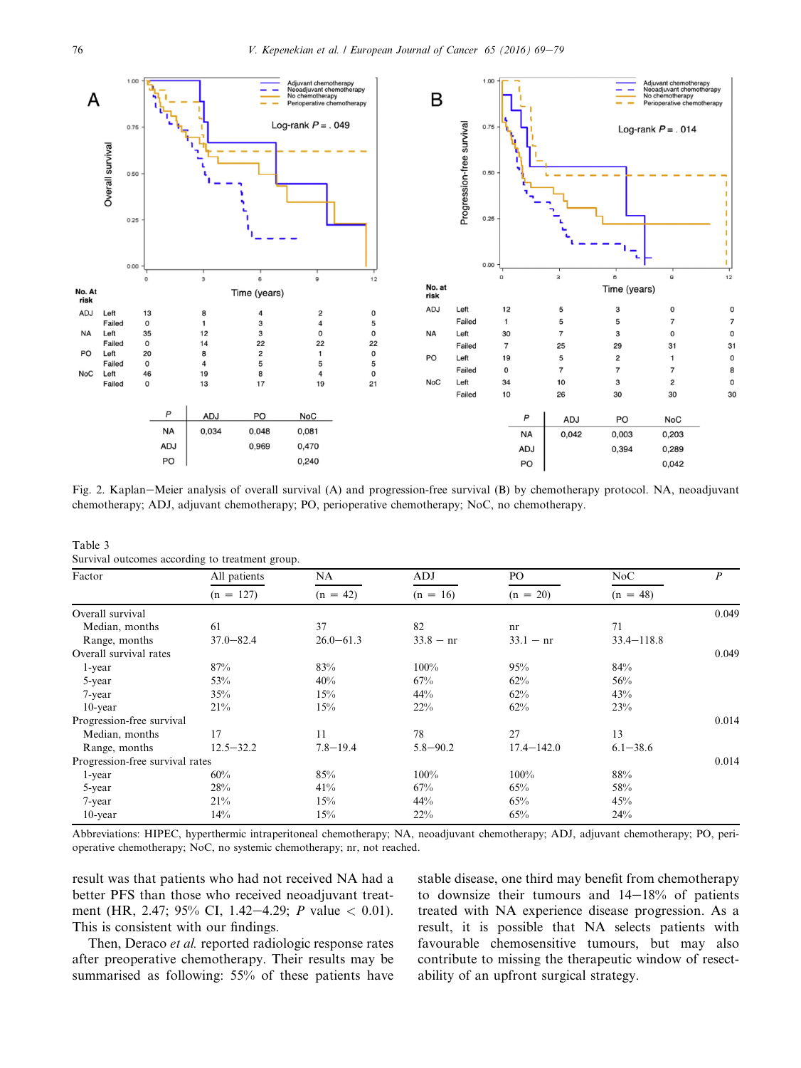Fig. 2. Kaplan–Meier analysis of overall survival (A) and progression-free survival (B) by chemotherapy protocol. NA, neoadjuvant chemotherapy; ADJ, adjuvant chemotherapy; PO, perioperative chemotherapy; NoC, no chemotherapy.

Table 3
Survival outcomes according to treatment group.

| Factor | All patients (n = 127) | NA (n = 42) | ADJ (n = 16) | PO (n = 20) | NoC (n = 48) | P |
|---|---|---|---|---|---|---|
| Overall survival | | | | | | 0.049 |
| Median, months | 61 | 37 | 82 | nr | 71 | |
| Range, months | 37.0–82.4 | 26.0–61.3 | 33.8 – nr | 33.1 – nr | 33.4–118.8 | |
| Overall survival rates | | | | | | 0.049 |
| 1-year | 87% | 83% | 100% | 95% | 84% | |
| 5-year | 53% | 40% | 67% | 62% | 56% | |
| 7-year | 35% | 15% | 44% | 62% | 43% | |
| 10-year | 21% | 15% | 22% | 62% | 23% | |
| Progression-free survival | | | | | | 0.014 |
| Median, months | 17 | 11 | 78 | 27 | 13 | |
| Range, months | 12.5–32.2 | 7.8–19.4 | 5.8–90.2 | 17.4–142.0 | 6.1–38.6 | |
| Progression-free survival rates | | | | | | 0.014 |
| 1-year | 60% | 85% | 100% | 100% | 88% | |
| 5-year | 28% | 41% | 67% | 65% | 58% | |
| 7-year | 21% | 15% | 44% | 65% | 45% | |
| 10-year | 14% | 15% | 22% | 65% | 24% | |

Abbreviations: HIPEC, hyperthermic intraperitoneal chemotherapy; NA, neoadjuvant chemotherapy; ADJ, adjuvant chemotherapy; PO, perioperative chemotherapy; NoC, no systemic chemotherapy; nr, not reached.

result was that patients who had not received NA had a better PFS than those who received neoadjuvant treatment (HR, 2.47; 95% CI, 1.42–4.29; *P* value $< 0.01$). This is consistent with our findings.

Then, Deraco *et al.* reported radiologic response rates after preoperative chemotherapy. Their results may be summarised as following: 55% of these patients have stable disease, one third may benefit from chemotherapy to downsize their tumours and 14–18% of patients treated with NA experience disease progression. As a result, it is possible that NA selects patients with favourable chemosensitive tumours, but may also contribute to missing the therapeutic window of resectability of an upfront surgical strategy.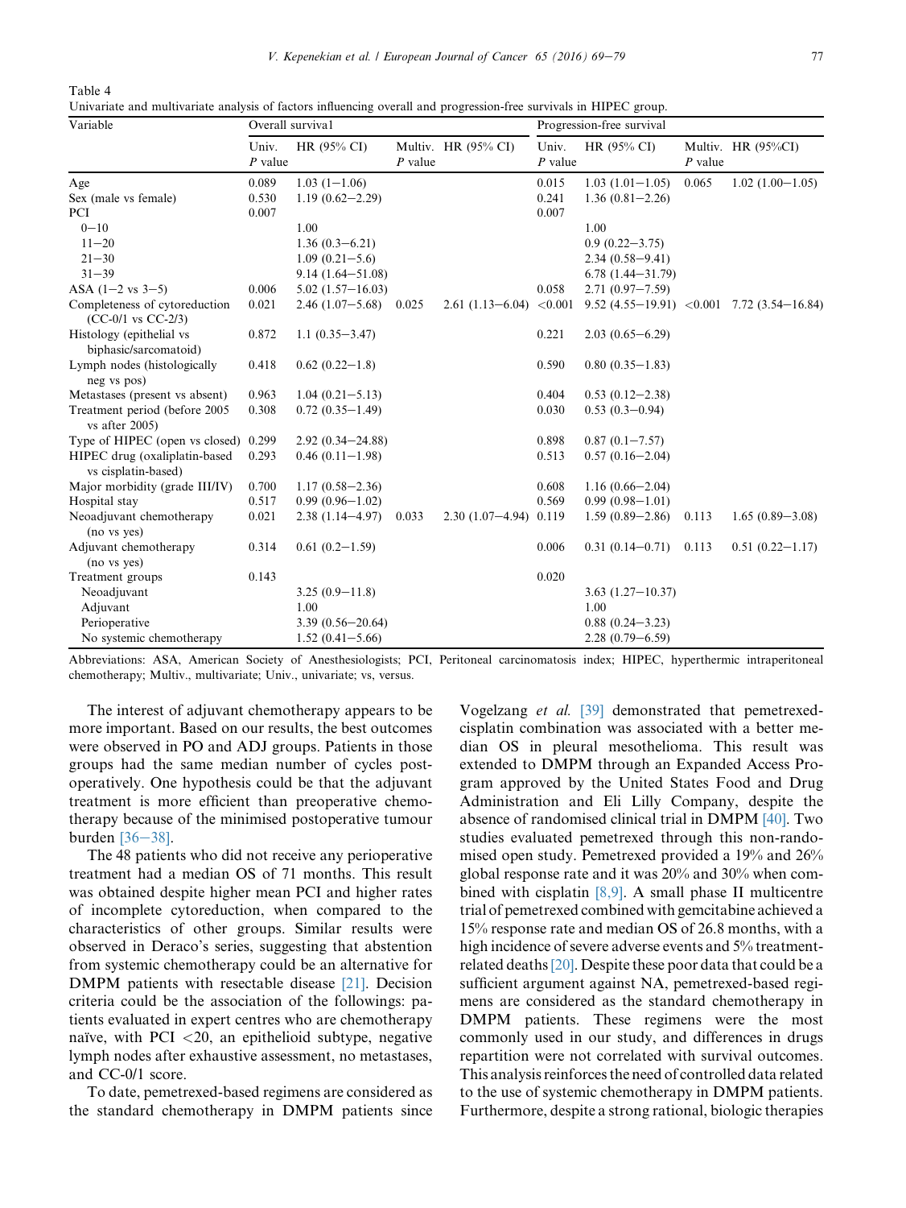Table 4
Univariate and multivariate analysis of factors influencing overall and progression-free survivals in HIPEC group.

| Variable | Overall survival | | | | Progression-free survival | | | |
|---|---|---|---|---|---|---|---|---|
| | Univ. *P* value | HR (95% CI) | Multiv. *P* value | HR (95% CI) | Univ. *P* value | HR (95% CI) | Multiv. *P* value | HR (95%CI) |
| Age | 0.089 | 1.03 (1−1.06) | | | 0.015 | 1.03 (1.01−1.05) | 0.065 | 1.02 (1.00−1.05) |
| Sex (male vs female) | 0.530 | 1.19 (0.62−2.29) | | | 0.241 | 1.36 (0.81−2.26) | | |
| PCI | 0.007 | | | | 0.007 | | | |
| 0−10 | | 1.00 | | | | 1.00 | | |
| 11−20 | | 1.36 (0.3−6.21) | | | | 0.9 (0.22−3.75) | | |
| 21−30 | | 1.09 (0.21−5.6) | | | | 2.34 (0.58−9.41) | | |
| 31−39 | | 9.14 (1.64−51.08) | | | | 6.78 (1.44−31.79) | | |
| ASA (1−2 vs 3−5) | 0.006 | 5.02 (1.57−16.03) | | | 0.058 | 2.71 (0.97−7.59) | | |
| Completeness of cytoreduction (CC-0/1 vs CC-2/3) | 0.021 | 2.46 (1.07−5.68) | 0.025 | 2.61 (1.13−6.04) | <0.001 | 9.52 (4.55−19.91) | <0.001 | 7.72 (3.54−16.84) |
| Histology (epithelial vs biphasic/sarcomatoid) | 0.872 | 1.1 (0.35−3.47) | | | 0.221 | 2.03 (0.65−6.29) | | |
| Lymph nodes (histologically neg vs pos) | 0.418 | 0.62 (0.22−1.8) | | | 0.590 | 0.80 (0.35−1.83) | | |
| Metastases (present vs absent) | 0.963 | 1.04 (0.21−5.13) | | | 0.404 | 0.53 (0.12−2.38) | | |
| Treatment period (before 2005 vs after 2005) | 0.308 | 0.72 (0.35−1.49) | | | 0.030 | 0.53 (0.3−0.94) | | |
| Type of HIPEC (open vs closed) | 0.299 | 2.92 (0.34−24.88) | | | 0.898 | 0.87 (0.1−7.57) | | |
| HIPEC drug (oxaliplatin-based vs cisplatin-based) | 0.293 | 0.46 (0.11−1.98) | | | 0.513 | 0.57 (0.16−2.04) | | |
| Major morbidity (grade III/IV) | 0.700 | 1.17 (0.58−2.36) | | | 0.608 | 1.16 (0.66−2.04) | | |
| Hospital stay | 0.517 | 0.99 (0.96−1.02) | | | 0.569 | 0.99 (0.98−1.01) | | |
| Neoadjuvant chemotherapy (no vs yes) | 0.021 | 2.38 (1.14−4.97) | 0.033 | 2.30 (1.07−4.94) | 0.119 | 1.59 (0.89−2.86) | 0.113 | 1.65 (0.89−3.08) |
| Adjuvant chemotherapy (no vs yes) | 0.314 | 0.61 (0.2−1.59) | | | 0.006 | 0.31 (0.14−0.71) | 0.113 | 0.51 (0.22−1.17) |
| Treatment groups | 0.143 | | | | 0.020 | | | |
| Neoadjuvant | | 3.25 (0.9−11.8) | | | | 3.63 (1.27−10.37) | | |
| Adjuvant | | 1.00 | | | | 1.00 | | |
| Perioperative | | 3.39 (0.56−20.64) | | | | 0.88 (0.24−3.23) | | |
| No systemic chemotherapy | | 1.52 (0.41−5.66) | | | | 2.28 (0.79−6.59) | | |

Abbreviations: ASA, American Society of Anesthesiologists; PCI, Peritoneal carcinomatosis index; HIPEC, hyperthermic intraperitoneal chemotherapy; Multiv., multivariate; Univ., univariate; vs, versus.

The interest of adjuvant chemotherapy appears to be more important. Based on our results, the best outcomes were observed in PO and ADJ groups. Patients in those groups had the same median number of cycles postoperatively. One hypothesis could be that the adjuvant treatment is more efficient than preoperative chemotherapy because of the minimised postoperative tumour burden [36−38].

The 48 patients who did not receive any perioperative treatment had a median OS of 71 months. This result was obtained despite higher mean PCI and higher rates of incomplete cytoreduction, when compared to the characteristics of other groups. Similar results were observed in Deraco's series, suggesting that abstention from systemic chemotherapy could be an alternative for DMPM patients with resectable disease [21]. Decision criteria could be the association of the followings: patients evaluated in expert centres who are chemotherapy naïve, with PCI <20, an epithelioid subtype, negative lymph nodes after exhaustive assessment, no metastases, and CC-0/1 score.

To date, pemetrexed-based regimens are considered as the standard chemotherapy in DMPM patients since Vogelzang *et al.* [39] demonstrated that pemetrexed-cisplatin combination was associated with a better median OS in pleural mesothelioma. This result was extended to DMPM through an Expanded Access Program approved by the United States Food and Drug Administration and Eli Lilly Company, despite the absence of randomised clinical trial in DMPM [40]. Two studies evaluated pemetrexed through this non-randomised open study. Pemetrexed provided a 19% and 26% global response rate and it was 20% and 30% when combined with cisplatin [8,9]. A small phase II multicentre trial of pemetrexed combined with gemcitabine achieved a 15% response rate and median OS of 26.8 months, with a high incidence of severe adverse events and 5% treatment-related deaths [20]. Despite these poor data that could be a sufficient argument against NA, pemetrexed-based regimens are considered as the standard chemotherapy in DMPM patients. These regimens were the most commonly used in our study, and differences in drugs repartition were not correlated with survival outcomes. This analysis reinforces the need of controlled data related to the use of systemic chemotherapy in DMPM patients. Furthermore, despite a strong rational, biologic therapies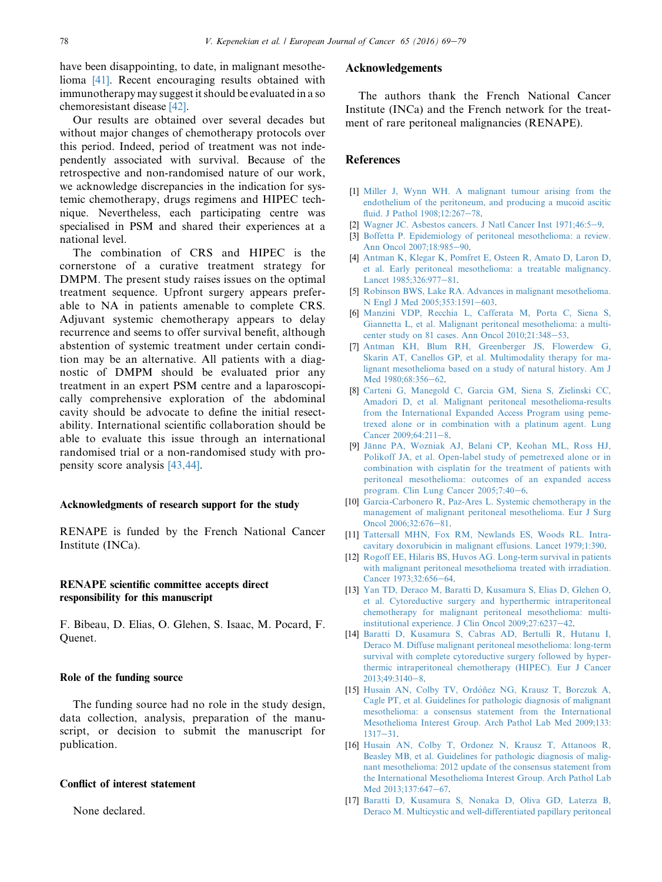have been disappointing, to date, in malignant mesothelioma [41]. Recent encouraging results obtained with immunotherapy may suggest it should be evaluated in a so chemoresistant disease [42].

Our results are obtained over several decades but without major changes of chemotherapy protocols over this period. Indeed, period of treatment was not independently associated with survival. Because of the retrospective and non-randomised nature of our work, we acknowledge discrepancies in the indication for systemic chemotherapy, drugs regimens and HIPEC technique. Nevertheless, each participating centre was specialised in PSM and shared their experiences at a national level.

The combination of CRS and HIPEC is the cornerstone of a curative treatment strategy for DMPM. The present study raises issues on the optimal treatment sequence. Upfront surgery appears preferable to NA in patients amenable to complete CRS. Adjuvant systemic chemotherapy appears to delay recurrence and seems to offer survival benefit, although abstention of systemic treatment under certain condition may be an alternative. All patients with a diagnostic of DMPM should be evaluated prior any treatment in an expert PSM centre and a laparoscopically comprehensive exploration of the abdominal cavity should be advocate to define the initial resectability. International scientific collaboration should be able to evaluate this issue through an international randomised trial or a non-randomised study with propensity score analysis [43,44].

### Acknowledgments of research support for the study

RENAPE is funded by the French National Cancer Institute (INCa).

### RENAPE scientific committee accepts direct responsibility for this manuscript

F. Bibeau, D. Elias, O. Glehen, S. Isaac, M. Pocard, F. Quenet.

### Role of the funding source

The funding source had no role in the study design, data collection, analysis, preparation of the manuscript, or decision to submit the manuscript for publication.

### Conflict of interest statement

None declared.

## Acknowledgements

The authors thank the French National Cancer Institute (INCa) and the French network for the treatment of rare peritoneal malignancies (RENAPE).

## References

[1] Miller J, Wynn WH. A malignant tumour arising from the endothelium of the peritoneum, and producing a mucoid ascitic fluid. J Pathol 1908;12:267–78.

[2] Wagner JC. Asbestos cancers. J Natl Cancer Inst 1971;46:5–9.

[3] Boffetta P. Epidemiology of peritoneal mesothelioma: a review. Ann Oncol 2007;18:985–90.

[4] Antman K, Klegar K, Pomfret E, Osteen R, Amato D, Laron D, et al. Early peritoneal mesothelioma: a treatable malignancy. Lancet 1985;326:977–81.

[5] Robinson BWS, Lake RA. Advances in malignant mesothelioma. N Engl J Med 2005;353:1591–603.

[6] Manzini VDP, Recchia L, Cafferata M, Porta C, Siena S, Giannetta L, et al. Malignant peritoneal mesothelioma: a multicenter study on 81 cases. Ann Oncol 2010;21:348–53.

[7] Antman KH, Blum RH, Greenberger JS, Flowerdew G, Skarin AT, Canellos GP, et al. Multimodality therapy for malignant mesothelioma based on a study of natural history. Am J Med 1980;68:356–62.

[8] Carteni G, Manegold C, Garcia GM, Siena S, Zielinski CC, Amadori D, et al. Malignant peritoneal mesothelioma-results from the International Expanded Access Program using pemetrexed alone or in combination with a platinum agent. Lung Cancer 2009;64:211–8.

[9] Jänne PA, Wozniak AJ, Belani CP, Keohan ML, Ross HJ, Polikoff JA, et al. Open-label study of pemetrexed alone or in combination with cisplatin for the treatment of patients with peritoneal mesothelioma: outcomes of an expanded access program. Clin Lung Cancer 2005;7:40–6.

[10] Garcia-Carbonero R, Paz-Ares L. Systemic chemotherapy in the management of malignant peritoneal mesothelioma. Eur J Surg Oncol 2006;32:676–81.

[11] Tattersall MHN, Fox RM, Newlands ES, Woods RL. Intra-cavitary doxorubicin in malignant effusions. Lancet 1979;1:390.

[12] Rogoff EE, Hilaris BS, Huvos AG. Long-term survival in patients with malignant peritoneal mesothelioma treated with irradiation. Cancer 1973;32:656–64.

[13] Yan TD, Deraco M, Baratti D, Kusamura S, Elias D, Glehen O, et al. Cytoreductive surgery and hyperthermic intraperitoneal chemotherapy for malignant peritoneal mesothelioma: multi-institutional experience. J Clin Oncol 2009;27:6237–42.

[14] Baratti D, Kusamura S, Cabras AD, Bertulli R, Hutanu I, Deraco M. Diffuse malignant peritoneal mesothelioma: long-term survival with complete cytoreductive surgery followed by hyperthermic intraperitoneal chemotherapy (HIPEC). Eur J Cancer 2013;49:3140–8.

[15] Husain AN, Colby TV, Ordóñez NG, Krausz T, Borczuk A, Cagle PT, et al. Guidelines for pathologic diagnosis of malignant mesothelioma: a consensus statement from the International Mesothelioma Interest Group. Arch Pathol Lab Med 2009;133:1317–31.

[16] Husain AN, Colby T, Ordonez N, Krausz T, Attanoos R, Beasley MB, et al. Guidelines for pathologic diagnosis of malignant mesothelioma: 2012 update of the consensus statement from the International Mesothelioma Interest Group. Arch Pathol Lab Med 2013;137:647–67.

[17] Baratti D, Kusamura S, Nonaka D, Oliva GD, Laterza B, Deraco M. Multicystic and well-differentiated papillary peritoneal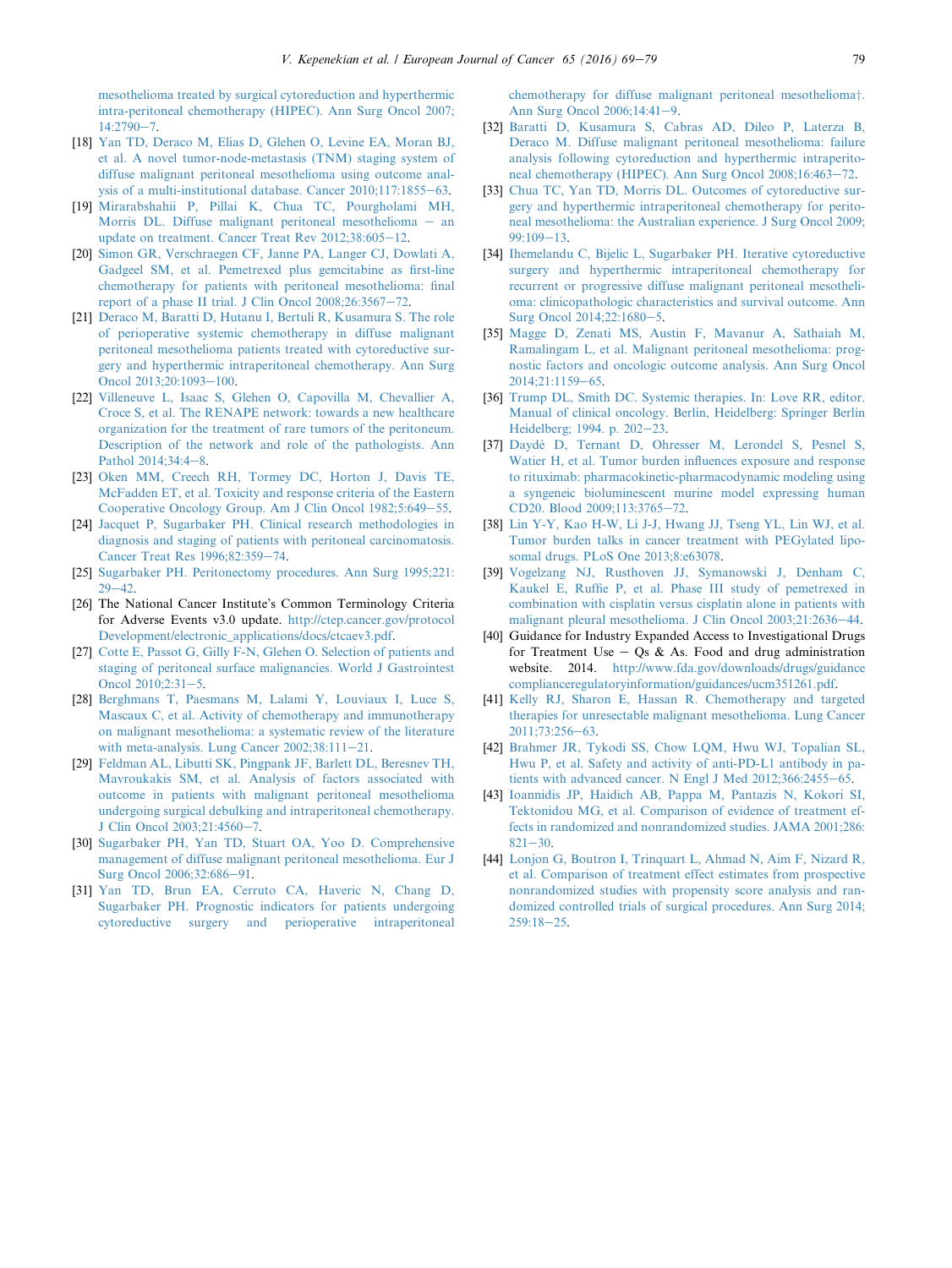mesothelioma treated by surgical cytoreduction and hyperthermic intra-peritoneal chemotherapy (HIPEC). Ann Surg Oncol 2007; 14:2790–7.

[18] Yan TD, Deraco M, Elias D, Glehen O, Levine EA, Moran BJ, et al. A novel tumor-node-metastasis (TNM) staging system of diffuse malignant peritoneal mesothelioma using outcome analysis of a multi-institutional database. Cancer 2010;117:1855–63.

[19] Mirarabshahii P, Pillai K, Chua TC, Pourgholami MH, Morris DL. Diffuse malignant peritoneal mesothelioma – an update on treatment. Cancer Treat Rev 2012;38:605–12.

[20] Simon GR, Verschraegen CF, Janne PA, Langer CJ, Dowlati A, Gadgeel SM, et al. Pemetrexed plus gemcitabine as first-line chemotherapy for patients with peritoneal mesothelioma: final report of a phase II trial. J Clin Oncol 2008;26:3567–72.

[21] Deraco M, Baratti D, Hutanu I, Bertuli R, Kusamura S. The role of perioperative systemic chemotherapy in diffuse malignant peritoneal mesothelioma patients treated with cytoreductive surgery and hyperthermic intraperitoneal chemotherapy. Ann Surg Oncol 2013;20:1093–100.

[22] Villeneuve L, Isaac S, Glehen O, Capovilla M, Chevallier A, Croce S, et al. The RENAPE network: towards a new healthcare organization for the treatment of rare tumors of the peritoneum. Description of the network and role of the pathologists. Ann Pathol 2014;34:4–8.

[23] Oken MM, Creech RH, Tormey DC, Horton J, Davis TE, McFadden ET, et al. Toxicity and response criteria of the Eastern Cooperative Oncology Group. Am J Clin Oncol 1982;5:649–55.

[24] Jacquet P, Sugarbaker PH. Clinical research methodologies in diagnosis and staging of patients with peritoneal carcinomatosis. Cancer Treat Res 1996;82:359–74.

[25] Sugarbaker PH. Peritonectomy procedures. Ann Surg 1995;221: 29–42.

[26] The National Cancer Institute's Common Terminology Criteria for Adverse Events v3.0 update. http://ctep.cancer.gov/protocolDevelopment/electronic_applications/docs/ctcaev3.pdf.

[27] Cotte E, Passot G, Gilly F-N, Glehen O. Selection of patients and staging of peritoneal surface malignancies. World J Gastrointest Oncol 2010;2:31–5.

[28] Berghmans T, Paesmans M, Lalami Y, Louviaux I, Luce S, Mascaux C, et al. Activity of chemotherapy and immunotherapy on malignant mesothelioma: a systematic review of the literature with meta-analysis. Lung Cancer 2002;38:111–21.

[29] Feldman AL, Libutti SK, Pingpank JF, Barlett DL, Beresnev TH, Mavroukakis SM, et al. Analysis of factors associated with outcome in patients with malignant peritoneal mesothelioma undergoing surgical debulking and intraperitoneal chemotherapy. J Clin Oncol 2003;21:4560–7.

[30] Sugarbaker PH, Yan TD, Stuart OA, Yoo D. Comprehensive management of diffuse malignant peritoneal mesothelioma. Eur J Surg Oncol 2006;32:686–91.

[31] Yan TD, Brun EA, Cerruto CA, Haveric N, Chang D, Sugarbaker PH. Prognostic indicators for patients undergoing cytoreductive surgery and perioperative intraperitoneal chemotherapy for diffuse malignant peritoneal mesothelioma†. Ann Surg Oncol 2006;14:41–9.

[32] Baratti D, Kusamura S, Cabras AD, Dileo P, Laterza B, Deraco M. Diffuse malignant peritoneal mesothelioma: failure analysis following cytoreduction and hyperthermic intraperitoneal chemotherapy (HIPEC). Ann Surg Oncol 2008;16:463–72.

[33] Chua TC, Yan TD, Morris DL. Outcomes of cytoreductive surgery and hyperthermic intraperitoneal chemotherapy for peritoneal mesothelioma: the Australian experience. J Surg Oncol 2009; 99:109–13.

[34] Ihemelandu C, Bijelic L, Sugarbaker PH. Iterative cytoreductive surgery and hyperthermic intraperitoneal chemotherapy for recurrent or progressive diffuse malignant peritoneal mesothelioma: clinicopathologic characteristics and survival outcome. Ann Surg Oncol 2014;22:1680–5.

[35] Magge D, Zenati MS, Austin F, Mavanur A, Sathaiah M, Ramalingam L, et al. Malignant peritoneal mesothelioma: prognostic factors and oncologic outcome analysis. Ann Surg Oncol 2014;21:1159–65.

[36] Trump DL, Smith DC. Systemic therapies. In: Love RR, editor. Manual of clinical oncology. Berlin, Heidelberg: Springer Berlin Heidelberg; 1994. p. 202–23.

[37] Daydé D, Ternant D, Ohresser M, Lerondel S, Pesnel S, Watier H, et al. Tumor burden influences exposure and response to rituximab: pharmacokinetic-pharmacodynamic modeling using a syngeneic bioluminescent murine model expressing human CD20. Blood 2009;113:3765–72.

[38] Lin Y-Y, Kao H-W, Li J-J, Hwang JJ, Tseng YL, Lin WJ, et al. Tumor burden talks in cancer treatment with PEGylated liposomal drugs. PLoS One 2013;8:e63078.

[39] Vogelzang NJ, Rusthoven JJ, Symanowski J, Denham C, Kaukel E, Ruffie P, et al. Phase III study of pemetrexed in combination with cisplatin versus cisplatin alone in patients with malignant pleural mesothelioma. J Clin Oncol 2003;21:2636–44.

[40] Guidance for Industry Expanded Access to Investigational Drugs for Treatment Use – Qs & As. Food and drug administration website. 2014. http://www.fda.gov/downloads/drugs/guidancecomplianceregulatoryinformation/guidances/ucm351261.pdf.

[41] Kelly RJ, Sharon E, Hassan R. Chemotherapy and targeted therapies for unresectable malignant mesothelioma. Lung Cancer 2011;73:256–63.

[42] Brahmer JR, Tykodi SS, Chow LQM, Hwu WJ, Topalian SL, Hwu P, et al. Safety and activity of anti-PD-L1 antibody in patients with advanced cancer. N Engl J Med 2012;366:2455–65.

[43] Ioannidis JP, Haidich AB, Pappa M, Pantazis N, Kokori SI, Tektonidou MG, et al. Comparison of evidence of treatment effects in randomized and nonrandomized studies. JAMA 2001;286: 821–30.

[44] Lonjon G, Boutron I, Trinquart L, Ahmad N, Aim F, Nizard R, et al. Comparison of treatment effect estimates from prospective nonrandomized studies with propensity score analysis and randomized controlled trials of surgical procedures. Ann Surg 2014; 259:18–25.